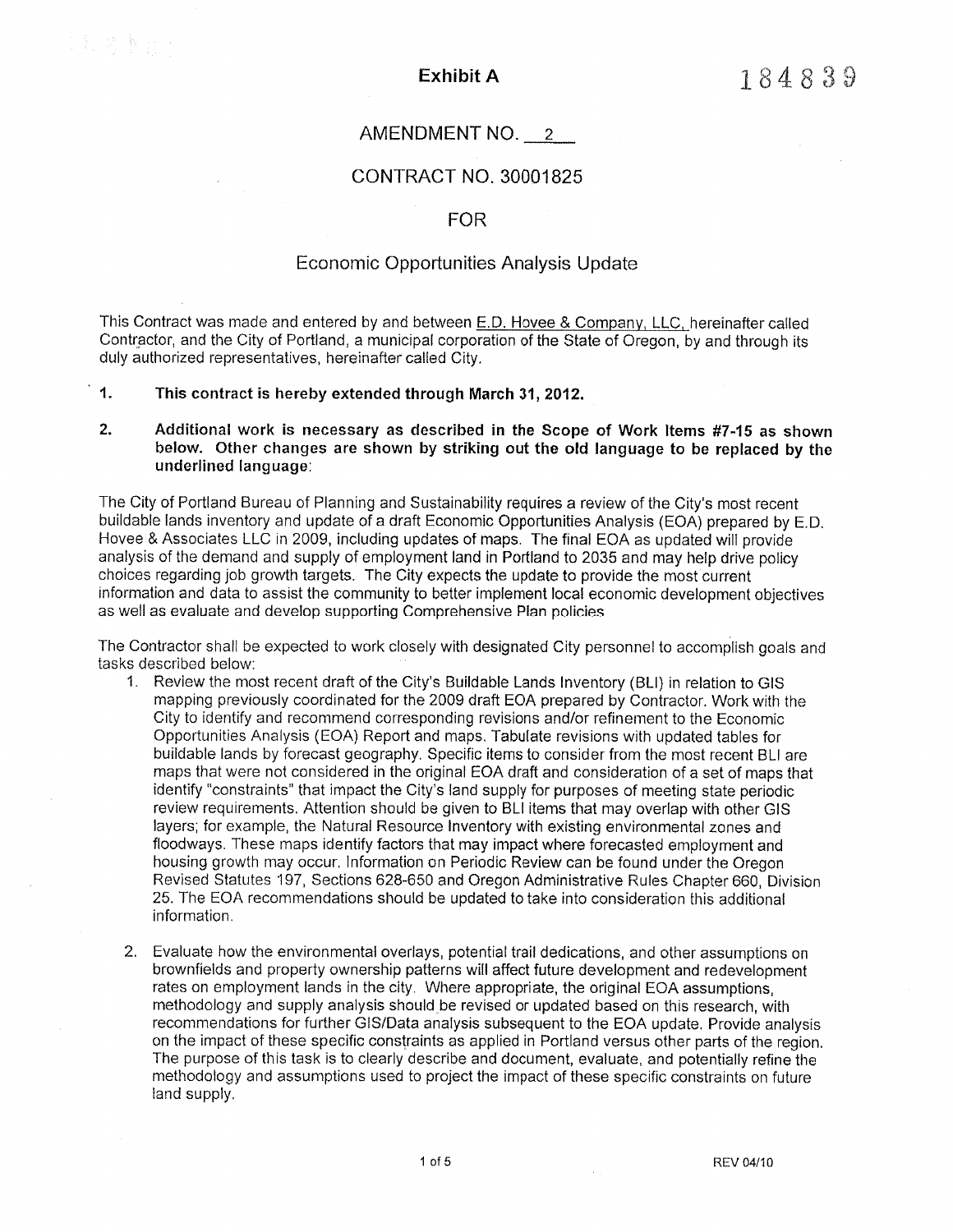**Exhibit A** 184839

AMENDMENT NO. 2

CONTRACT NO. 30001825

FOR

Economic Opportunities Analysis Update

This Contract was made and entered by and between E.D. Hovee & Company, LLC, hereinafter called Contractor, and the City of Portland, a municipal corporation of the State of Oregon, by and through its duly authorized representatives, hereinafter called City.

**1. This contract is hereby extended through March 31, 2012.**

**2. Additional work is necessary as described in the Scope of Work Items #7-15 as shown below. Other changes are shown by striking out the old language to be replaced by the underlined language:**

The City of Portland Bureau of Planning and Sustainability requires a review of the City's most recent buildable lands inventory and update of a draft Economic Opportunities Analysis (EOA) prepared by E.D. Hovee & Associates LLC in 2009, including updates of maps. The final EOA as updated will provide analysis of the demand and supply of employment land in Portland to 2035 and may help drive policy choices regarding job growth targets. The City expects the update to provide the most current information and data to assist the community to better implement local economic development objectives as well as evaluate and develop supporting Comprehensive Plan policies

The Contractor shall be expected to work closely with designated City personnel to accomplish goals and tasks described below:

1. Review the most recent draft of the City's Buildable Lands Inventory (BLI) in relation to GIS mapping previously coordinated for the 2009 draft EOA prepared by Contractor. Work with the City to identify and recommend corresponding revisions and/or refinement to the Economic Opportunities Analysis (EOA) Report and maps. Tabulate revisions with updated tables for buildable lands by forecast geography. Specific items to consider from the most recent BLI are maps that were not considered in the original EOA draft and consideration of a set of maps that identify "constraints" that impact the City's land supply for purposes of meeting state periodic review requirements. Attention should be given to BLI items that may overlap with other GIS layers; for example, the Natural Resource Inventory with existing environmental zones and floodways. These maps identify factors that may impact where forecasted employment and housing growth may occur. Information on Periodic Review can be found under the Oregon Revised Statutes 197, Sections 628-650 and Oregon Administrative Rules Chapter 660, Division 25. The EOA recommendations should be updated to take into consideration this additional information.

2. Evaluate how the environmental overlays, potential trail dedications, and other assumptions on brownfields and property ownership patterns will affect future development and redevelopment rates on employment lands in the city. Where appropriate, the original EOA assumptions, methodology and supply analysis should be revised or updated based on this research, with recommendations for further GIS/Data analysis subsequent to the EOA update. Provide analysis on the impact of these specific constraints as applied in Portland versus other parts of the region. The purpose of this task is to clearly describe and document, evaluate, and potentially refine the methodology and assumptions used to project the impact of these specific constraints on future land supply.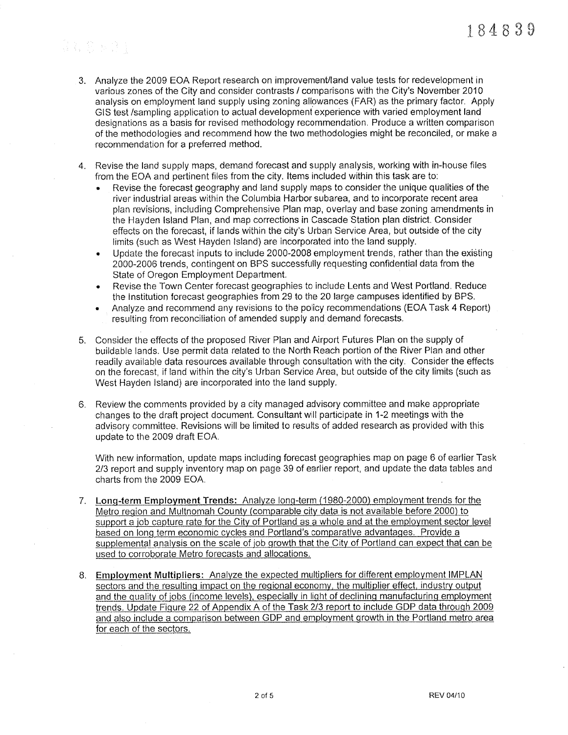184839

3. Analyze the 2009 EOA Report research on improvement/land value tests for redevelopment in various zones of the City and consider contrasts / comparisons with the City's November 2010 analysis on employment land supply using zoning allowances (FAR) as the primary factor. Apply GIS test /sampling application to actual development experience with varied employment land designations as a basis for revised methodology recommendation. Produce a written comparison of the methodologies and recommend how the two methodologies might be reconciled, or make a recommendation for a preferred method.

4. Revise the land supply maps, demand forecast and supply analysis, working with in-house files from the EOA and pertinent files from the city. Items included within this task are to:
   - Revise the forecast geography and land supply maps to consider the unique qualities of the river industrial areas within the Columbia Harbor subarea, and to incorporate recent area plan revisions, including Comprehensive Plan map, overlay and base zoning amendments in the Hayden Island Plan, and map corrections in Cascade Station plan district. Consider effects on the forecast, if lands within the city's Urban Service Area, but outside of the city limits (such as West Hayden Island) are incorporated into the land supply.
   - Update the forecast inputs to include 2000-2008 employment trends, rather than the existing 2000-2006 trends, contingent on BPS successfully requesting confidential data from the State of Oregon Employment Department.
   - Revise the Town Center forecast geographies to include Lents and West Portland. Reduce the Institution forecast geographies from 29 to the 20 large campuses identified by BPS.
   - Analyze and recommend any revisions to the policy recommendations (EOA Task 4 Report) resulting from reconciliation of amended supply and demand forecasts.

5. Consider the effects of the proposed River Plan and Airport Futures Plan on the supply of buildable lands. Use permit data related to the North Reach portion of the River Plan and other readily available data resources available through consultation with the city. Consider the effects on the forecast, if land within the city's Urban Service Area, but outside of the city limits (such as West Hayden Island) are incorporated into the land supply.

6. Review the comments provided by a city managed advisory committee and make appropriate changes to the draft project document. Consultant will participate in 1-2 meetings with the advisory committee. Revisions will be limited to results of added research as provided with this update to the 2009 draft EOA.

   With new information, update maps including forecast geographies map on page 6 of earlier Task 2/3 report and supply inventory map on page 39 of earlier report, and update the data tables and charts from the 2009 EOA.

7. <u>**Long-term Employment Trends:** Analyze long-term (1980-2000) employment trends for the Metro region and Multnomah County (comparable city data is not available before 2000) to support a job capture rate for the City of Portland as a whole and at the employment sector level based on long term economic cycles and Portland's comparative advantages. Provide a supplemental analysis on the scale of job growth that the City of Portland can expect that can be used to corroborate Metro forecasts and allocations.</u>

8. <u>**Employment Multipliers:** Analyze the expected multipliers for different employment IMPLAN sectors and the resulting impact on the regional economy, the multiplier effect, industry output and the quality of jobs (income levels), especially in light of declining manufacturing employment trends. Update Figure 22 of Appendix A of the Task 2/3 report to include GDP data through 2009 and also include a comparison between GDP and employment growth in the Portland metro area for each of the sectors.</u>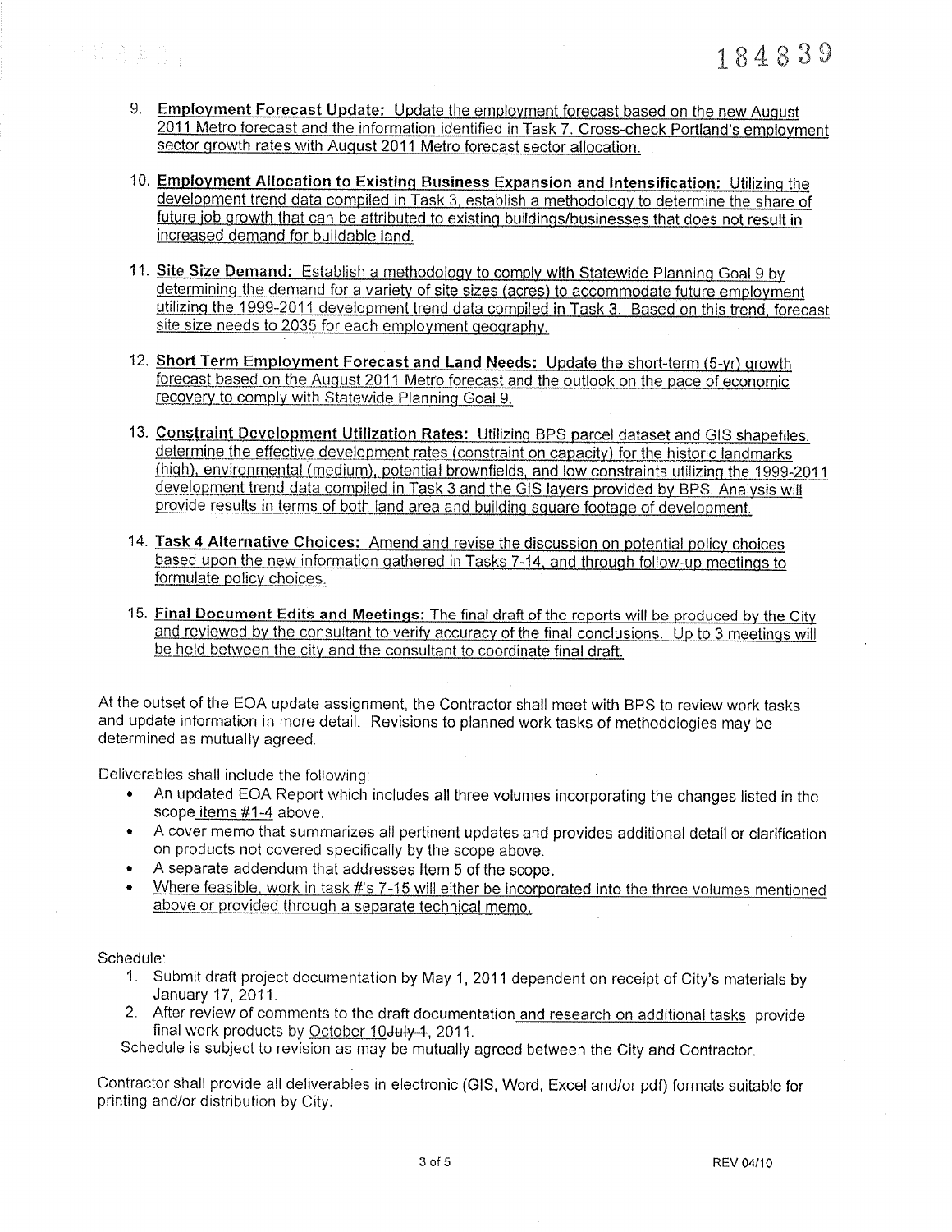9. **Employment Forecast Update:** Update the employment forecast based on the new August 2011 Metro forecast and the information identified in Task 7. Cross-check Portland's employment sector growth rates with August 2011 Metro forecast sector allocation.

10. **Employment Allocation to Existing Business Expansion and Intensification:** Utilizing the development trend data compiled in Task 3, establish a methodology to determine the share of future job growth that can be attributed to existing buildings/businesses that does not result in increased demand for buildable land.

11. **Site Size Demand:** Establish a methodology to comply with Statewide Planning Goal 9 by determining the demand for a variety of site sizes (acres) to accommodate future employment utilizing the 1999-2011 development trend data compiled in Task 3. Based on this trend, forecast site size needs to 2035 for each employment geography.

12. **Short Term Employment Forecast and Land Needs:** Update the short-term (5-yr) growth forecast based on the August 2011 Metro forecast and the outlook on the pace of economic recovery to comply with Statewide Planning Goal 9.

13. **Constraint Development Utilization Rates:** Utilizing BPS parcel dataset and GIS shapefiles, determine the effective development rates (constraint on capacity) for the historic landmarks (high), environmental (medium), potential brownfields, and low constraints utilizing the 1999-2011 development trend data compiled in Task 3 and the GIS layers provided by BPS. Analysis will provide results in terms of both land area and building square footage of development.

14. **Task 4 Alternative Choices:** Amend and revise the discussion on potential policy choices based upon the new information gathered in Tasks 7-14, and through follow-up meetings to formulate policy choices.

15. **Final Document Edits and Meetings:** The final draft of the reports will be produced by the City and reviewed by the consultant to verify accuracy of the final conclusions. Up to 3 meetings will be held between the city and the consultant to coordinate final draft.

At the outset of the EOA update assignment, the Contractor shall meet with BPS to review work tasks and update information in more detail. Revisions to planned work tasks of methodologies may be determined as mutually agreed.

Deliverables shall include the following:

- An updated EOA Report which includes all three volumes incorporating the changes listed in the scope items #1-4 above.
- A cover memo that summarizes all pertinent updates and provides additional detail or clarification on products not covered specifically by the scope above.
- A separate addendum that addresses Item 5 of the scope.
- Where feasible, work in task #'s 7-15 will either be incorporated into the three volumes mentioned above or provided through a separate technical memo.

Schedule:

1. Submit draft project documentation by May 1, 2011 dependent on receipt of City's materials by January 17, 2011.
2. After review of comments to the draft documentation and research on additional tasks, provide final work products by October 10~~July 1~~, 2011.

Schedule is subject to revision as may be mutually agreed between the City and Contractor.

Contractor shall provide all deliverables in electronic (GIS, Word, Excel and/or pdf) formats suitable for printing and/or distribution by City.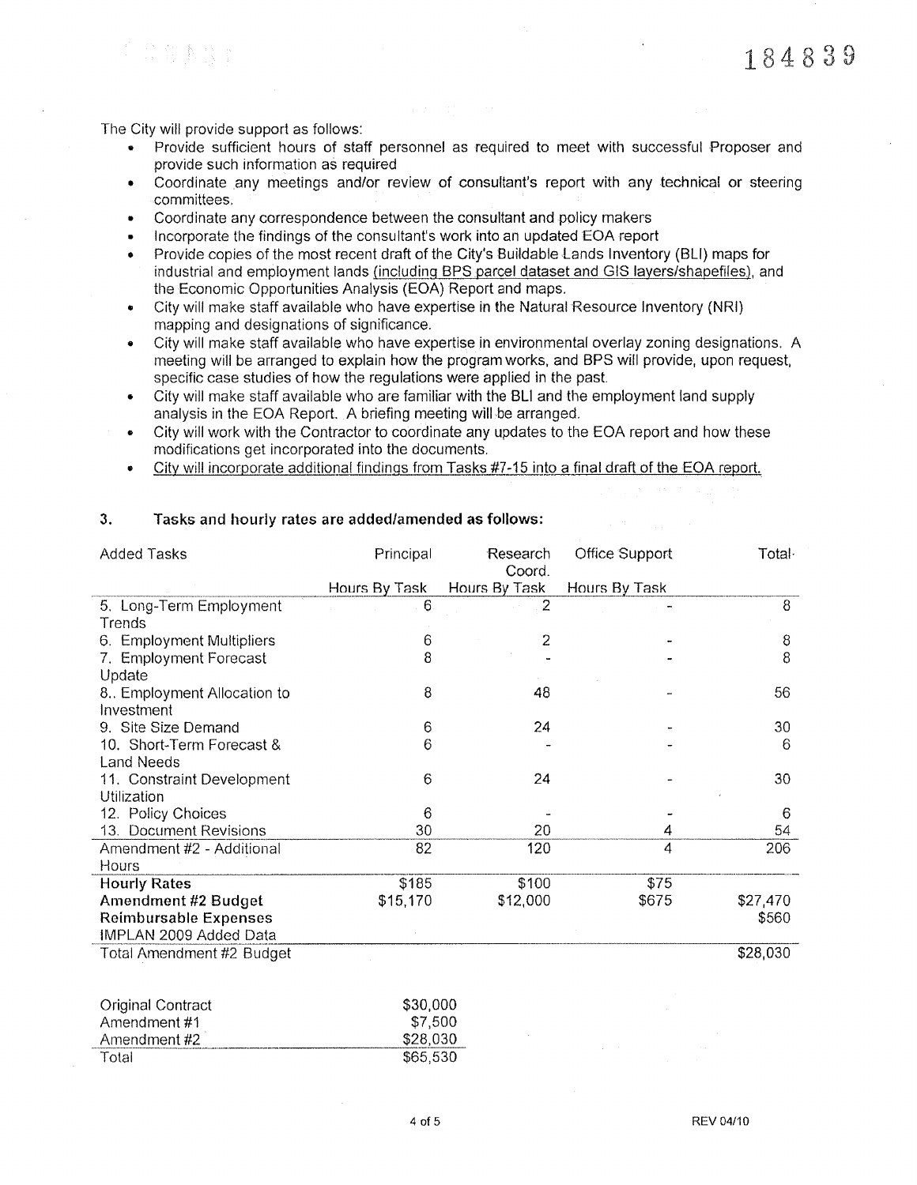The City will provide support as follows:

- Provide sufficient hours of staff personnel as required to meet with successful Proposer and provide such information as required
- Coordinate any meetings and/or review of consultant's report with any technical or steering committees.
- Coordinate any correspondence between the consultant and policy makers
- Incorporate the findings of the consultant's work into an updated EOA report
- Provide copies of the most recent draft of the City's Buildable Lands Inventory (BLI) maps for industrial and employment lands (including BPS parcel dataset and GIS layers/shapefiles), and the Economic Opportunities Analysis (EOA) Report and maps.
- City will make staff available who have expertise in the Natural Resource Inventory (NRI) mapping and designations of significance.
- City will make staff available who have expertise in environmental overlay zoning designations. A meeting will be arranged to explain how the program works, and BPS will provide, upon request, specific case studies of how the regulations were applied in the past.
- City will make staff available who are familiar with the BLI and the employment land supply analysis in the EOA Report. A briefing meeting will be arranged.
- City will work with the Contractor to coordinate any updates to the EOA report and how these modifications get incorporated into the documents.
- City will incorporate additional findings from Tasks #7-15 into a final draft of the EOA report.

### 3. Tasks and hourly rates are added/amended as follows:

| Added Tasks | Principal | Research Coord. | Office Support | Total |
|---|---|---|---|---|
| | Hours By Task | Hours By Task | Hours By Task | |
| 5. Long-Term Employment Trends | 6 | 2 | - | 8 |
| 6. Employment Multipliers | 6 | 2 | - | 8 |
| 7. Employment Forecast Update | 8 | - | - | 8 |
| 8.. Employment Allocation to Investment | 8 | 48 | - | 56 |
| 9. Site Size Demand | 6 | 24 | - | 30 |
| 10. Short-Term Forecast & Land Needs | 6 | - | - | 6 |
| 11. Constraint Development Utilization | 6 | 24 | - | 30 |
| 12. Policy Choices | 6 | - | - | 6 |
| 13. Document Revisions | 30 | 20 | 4 | 54 |
| Amendment #2 - Additional Hours | 82 | 120 | 4 | 206 |
| **Hourly Rates** | $185 | $100 | $75 | |
| **Amendment #2 Budget** | $15,170 | $12,000 | $675 | $27,470 |
| **Reimbursable Expenses** IMPLAN 2009 Added Data | | | | $560 |
| Total Amendment #2 Budget | | | | $28,030 |

| | |
|---|---|
| Original Contract | $30,000 |
| Amendment #1 | $7,500 |
| Amendment #2 | $28,030 |
| Total | $65,530 |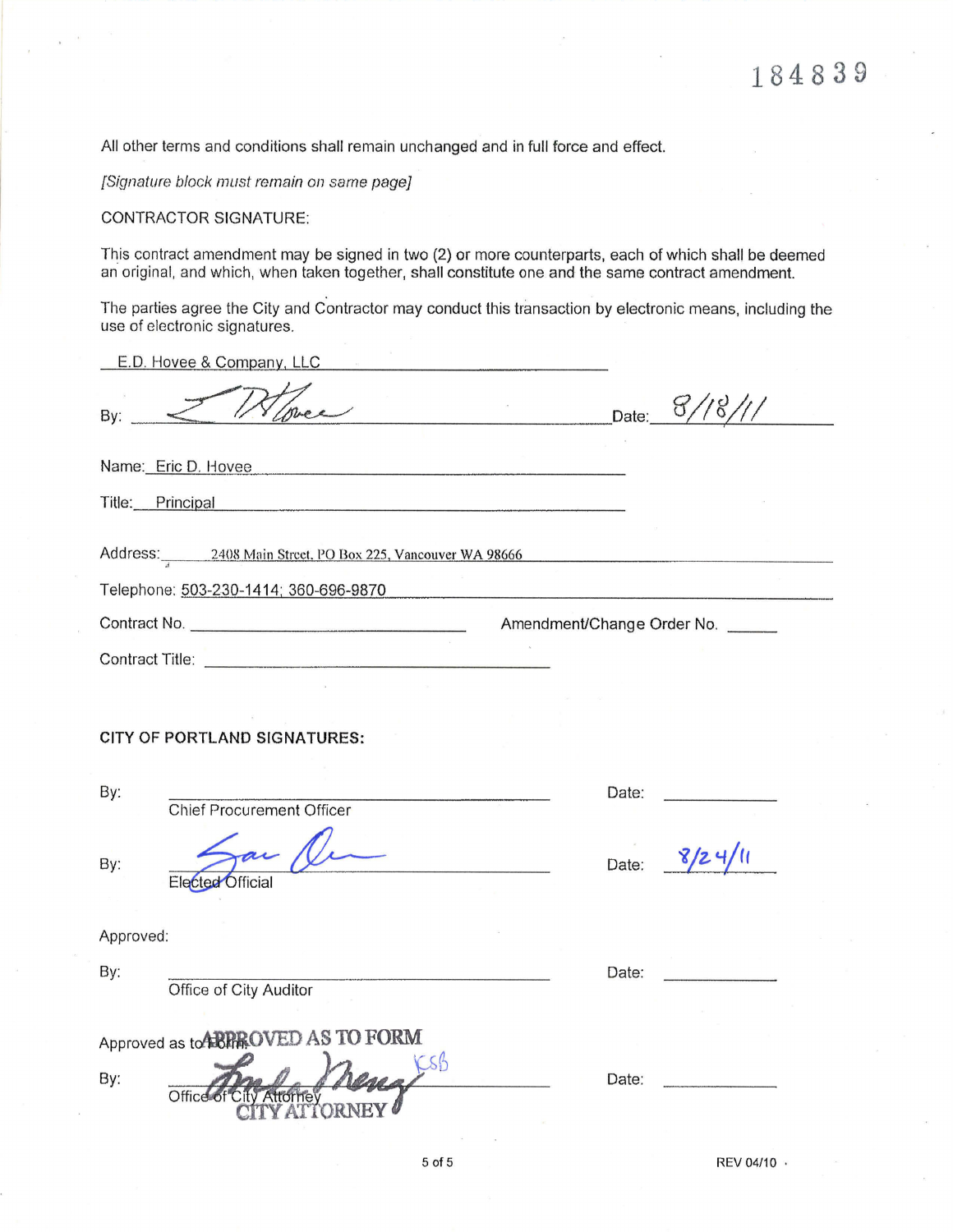184839

All other terms and conditions shall remain unchanged and in full force and effect.

*[Signature block must remain on same page]*

CONTRACTOR SIGNATURE:

This contract amendment may be signed in two (2) or more counterparts, each of which shall be deemed an original, and which, when taken together, shall constitute one and the same contract amendment.

The parties agree the City and Contractor may conduct this transaction by electronic means, including the use of electronic signatures.

E.D. Hovee & Company, LLC

By: [signature] Date: 8/18/11

Name: Eric D. Hovee

Title: Principal

Address: 2408 Main Street, PO Box 225, Vancouver WA 98666

Telephone: 503-230-1414; 360-696-9870

Contract No. \_\_\_\_\_\_\_\_ Amendment/Change Order No. \_\_\_\_\_\_

Contract Title: \_\_\_\_\_\_\_\_

**CITY OF PORTLAND SIGNATURES:**

By: \_\_\_\_\_\_\_\_ Date: \_\_\_\_\_\_
Chief Procurement Officer

By: [signature] Date: 8/24/11
Elected Official

Approved:

By: \_\_\_\_\_\_\_\_ Date: \_\_\_\_\_\_
Office of City Auditor

Approved as to Form: APPROVED AS TO FORM

By: [signature] KSB Date: \_\_\_\_\_\_
Office of City Attorney
CITY ATTORNEY

REV 04/10